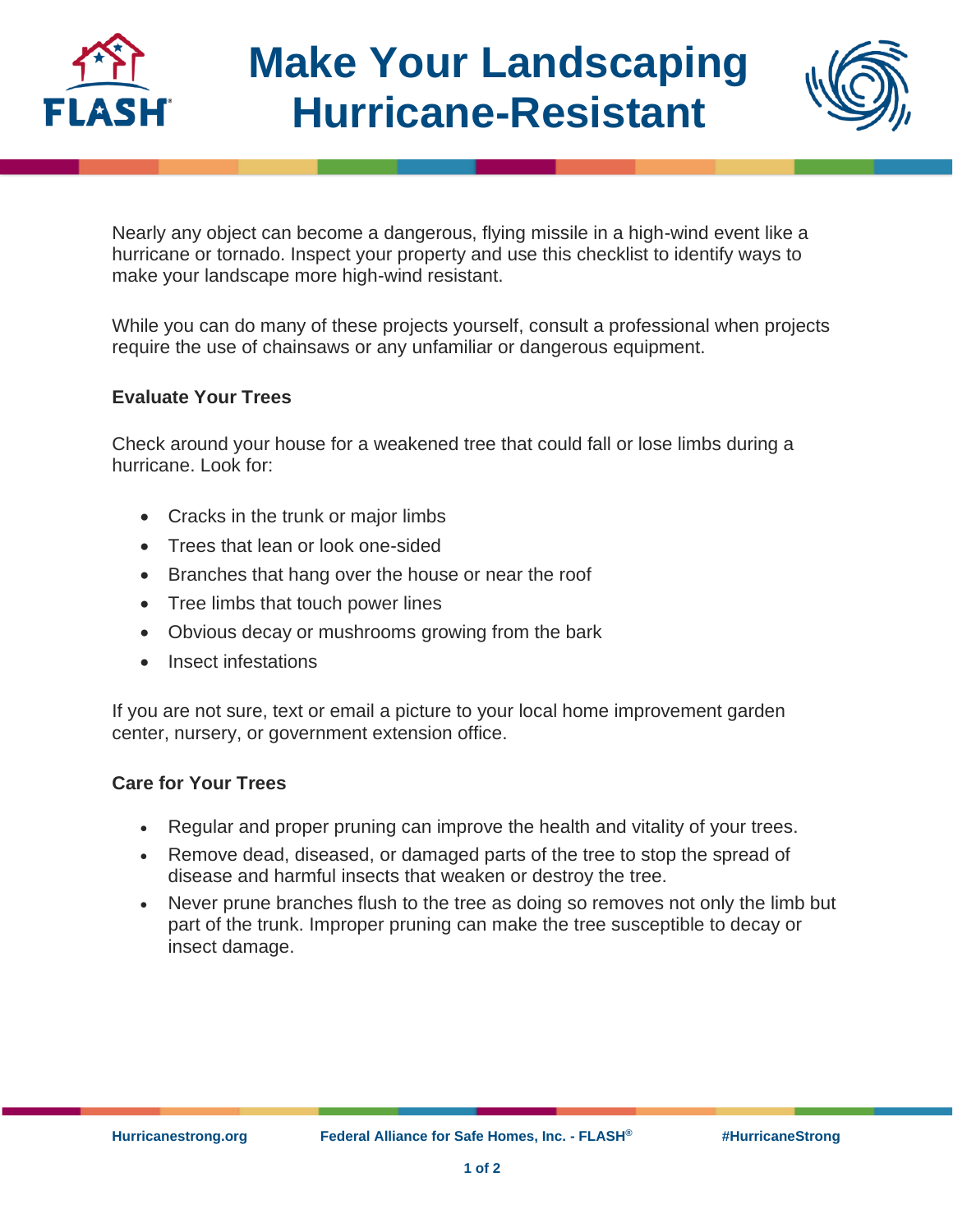# Make Your Landscaping Hurricane-Resistant

Nearly any object can become a dangerous, flying missile in a high-wind event like a hurricane or tornado. Inspect your property and use this checklist to identify ways to make your landscape more high-wind resistant.

While you can do many of these projects yourself, consult a professional when projects require the use of chainsaws or any unfamiliar or dangerous equipment.

### Evaluate Your Trees

Check around your house for a weakened tree that could fall or lose limbs during a hurricane. Look for:

- Cracks in the trunk or major limbs
- Trees that lean or look one-sided
- Branches that hang over the house or near the roof
- Tree limbs that touch power lines
- Obvious decay or mushrooms growing from the bark
- Insect infestations

If you are not sure, text or email a picture to your local home improvement garden center, nursery, or government extension office.

### Care for Your Trees

- Regular and proper pruning can improve the health and vitality of your trees.
- Remove dead, diseased, or damaged parts of the tree to stop the spread of disease and harmful insects that weaken or destroy the tree.
- Never prune branches flush to the tree as doing so removes not only the limb but part of the trunk. Improper pruning can make the tree susceptible to decay or insect damage.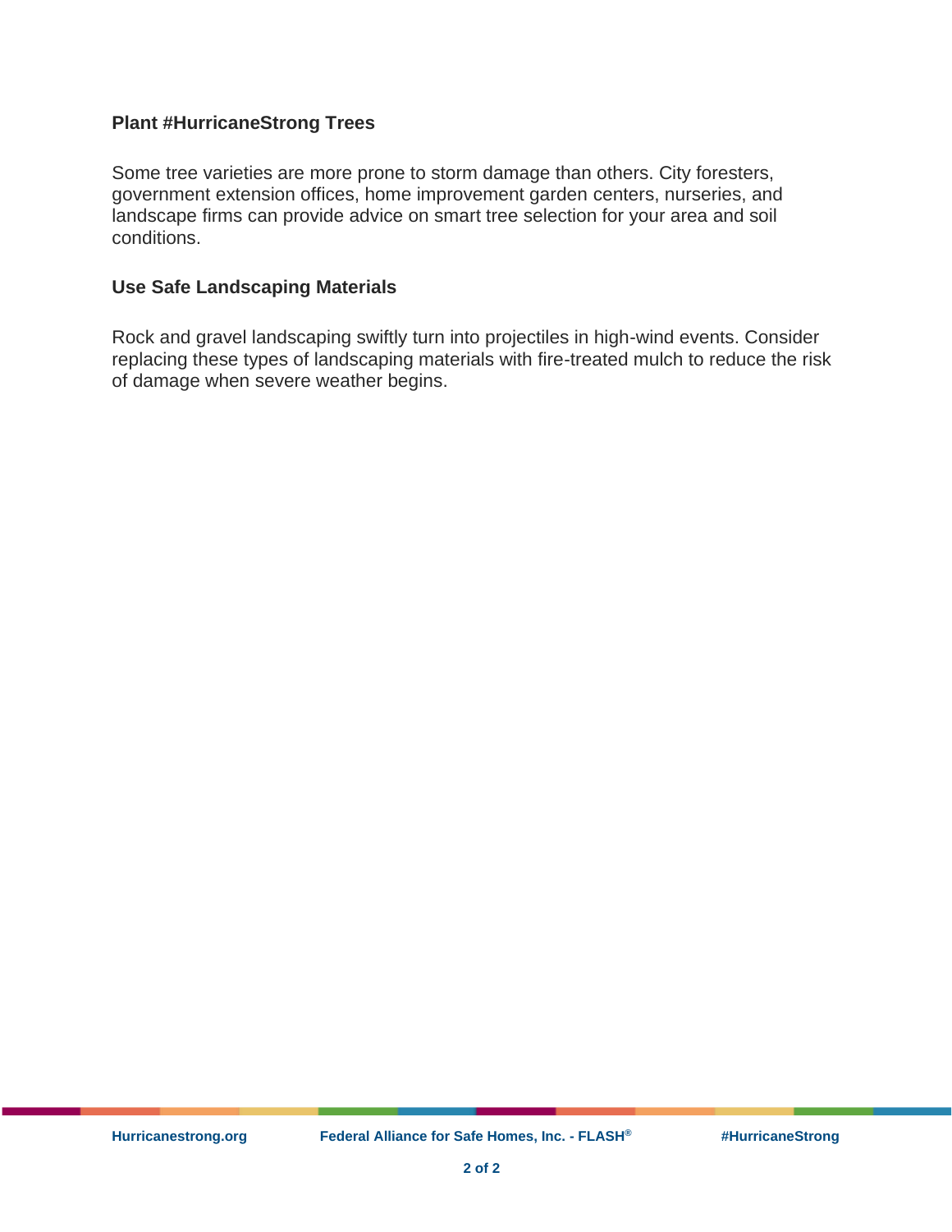### Plant #HurricaneStrong Trees

Some tree varieties are more prone to storm damage than others. City foresters, government extension offices, home improvement garden centers, nurseries, and landscape firms can provide advice on smart tree selection for your area and soil conditions.

### Use Safe Landscaping Materials

Rock and gravel landscaping swiftly turn into projectiles in high-wind events. Consider replacing these types of landscaping materials with fire-treated mulch to reduce the risk of damage when severe weather begins.